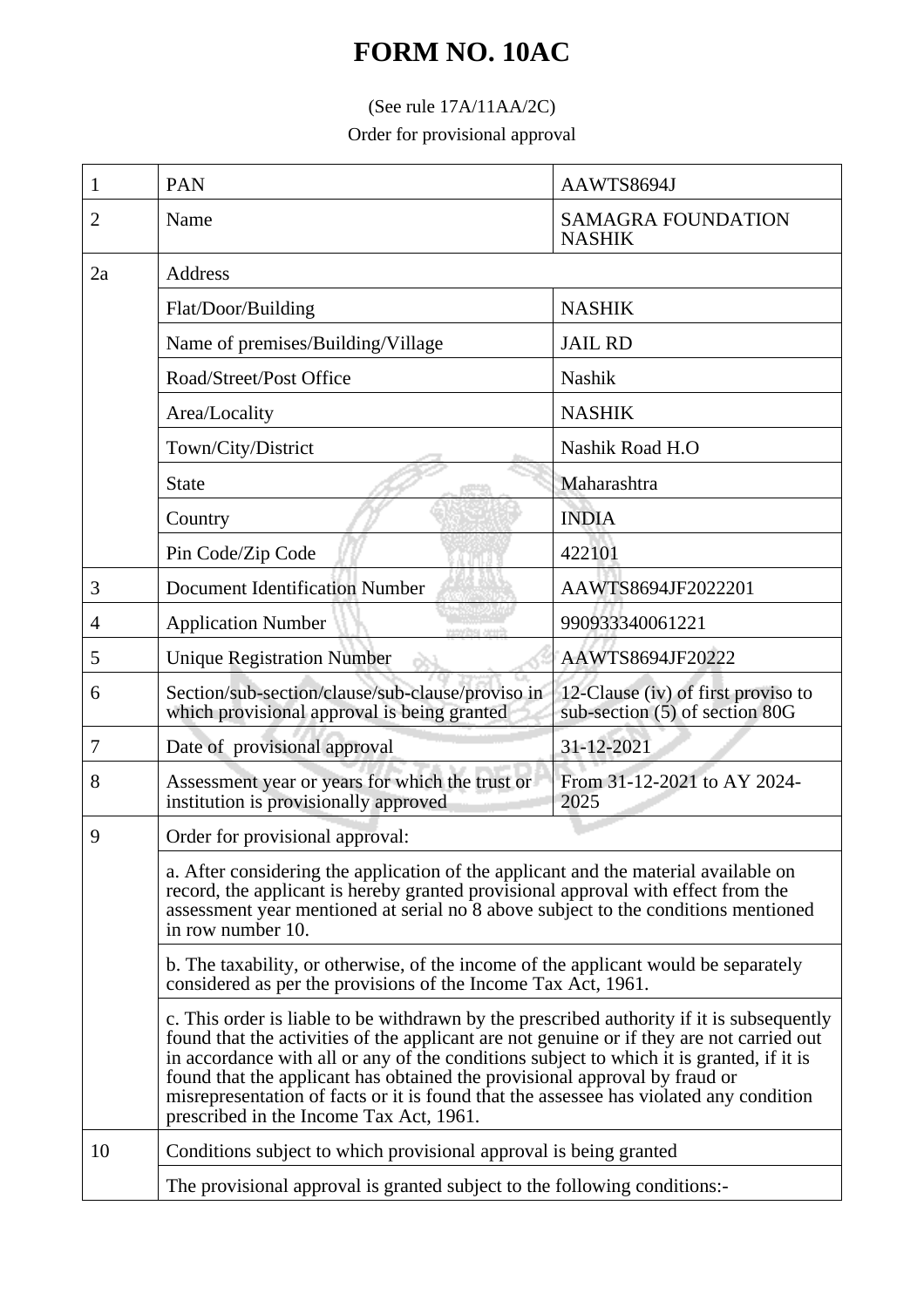# FORM NO. 10AC

(See rule 17A/11AA/2C)

Order for provisional approval

| | | |
|---|---|---|
| 1 | PAN | AAWTS8694J |
| 2 | Name | SAMAGRA FOUNDATION NASHIK |
| 2a | Address | |
| | Flat/Door/Building | NASHIK |
| | Name of premises/Building/Village | JAIL RD |
| | Road/Street/Post Office | Nashik |
| | Area/Locality | NASHIK |
| | Town/City/District | Nashik Road H.O |
| | State | Maharashtra |
| | Country | INDIA |
| | Pin Code/Zip Code | 422101 |
| 3 | Document Identification Number | AAWTS8694JF2022201 |
| 4 | Application Number | 990933340061221 |
| 5 | Unique Registration Number | AAWTS8694JF20222 |
| 6 | Section/sub-section/clause/sub-clause/proviso in which provisional approval is being granted | 12-Clause (iv) of first proviso to sub-section (5) of section 80G |
| 7 | Date of provisional approval | 31-12-2021 |
| 8 | Assessment year or years for which the trust or institution is provisionally approved | From 31-12-2021 to AY 2024-2025 |
| 9 | Order for provisional approval: | |
| | a. After considering the application of the applicant and the material available on record, the applicant is hereby granted provisional approval with effect from the assessment year mentioned at serial no 8 above subject to the conditions mentioned in row number 10. | |
| | b. The taxability, or otherwise, of the income of the applicant would be separately considered as per the provisions of the Income Tax Act, 1961. | |
| | c. This order is liable to be withdrawn by the prescribed authority if it is subsequently found that the activities of the applicant are not genuine or if they are not carried out in accordance with all or any of the conditions subject to which it is granted, if it is found that the applicant has obtained the provisional approval by fraud or misrepresentation of facts or it is found that the assessee has violated any condition prescribed in the Income Tax Act, 1961. | |
| 10 | Conditions subject to which provisional approval is being granted | |
| | The provisional approval is granted subject to the following conditions:- | |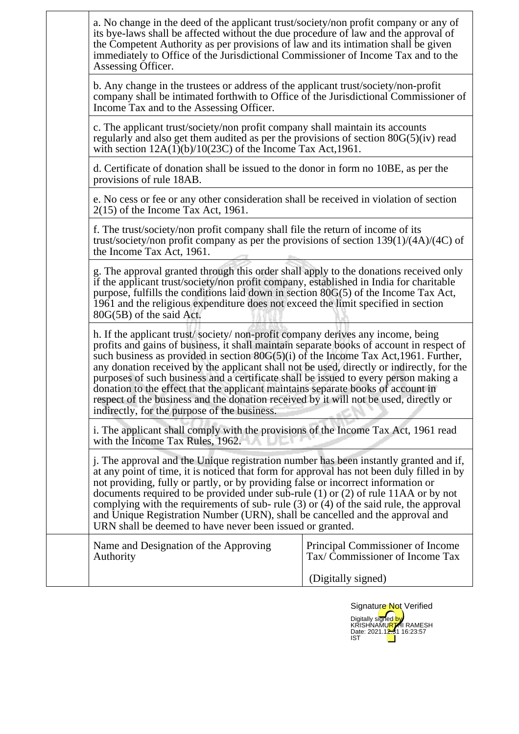| | | |
|---|---|---|
| | a. No change in the deed of the applicant trust/society/non profit company or any of its bye-laws shall be affected without the due procedure of law and the approval of the Competent Authority as per provisions of law and its intimation shall be given immediately to Office of the Jurisdictional Commissioner of Income Tax and to the Assessing Officer. | |
| | b. Any change in the trustees or address of the applicant trust/society/non-profit company shall be intimated forthwith to Office of the Jurisdictional Commissioner of Income Tax and to the Assessing Officer. | |
| | c. The applicant trust/society/non profit company shall maintain its accounts regularly and also get them audited as per the provisions of section 80G(5)(iv) read with section 12A(1)(b)/10(23C) of the Income Tax Act,1961. | |
| | d. Certificate of donation shall be issued to the donor in form no 10BE, as per the provisions of rule 18AB. | |
| | e. No cess or fee or any other consideration shall be received in violation of section 2(15) of the Income Tax Act, 1961. | |
| | f. The trust/society/non profit company shall file the return of income of its trust/society/non profit company as per the provisions of section 139(1)/(4A)/(4C) of the Income Tax Act, 1961. | |
| | g. The approval granted through this order shall apply to the donations received only if the applicant trust/society/non profit company, established in India for charitable purpose, fulfills the conditions laid down in section 80G(5) of the Income Tax Act, 1961 and the religious expenditure does not exceed the limit specified in section 80G(5B) of the said Act. | |
| | h. If the applicant trust/ society/ non-profit company derives any income, being profits and gains of business, it shall maintain separate books of account in respect of such business as provided in section 80G(5)(i) of the Income Tax Act,1961. Further, any donation received by the applicant shall not be used, directly or indirectly, for the purposes of such business and a certificate shall be issued to every person making a donation to the effect that the applicant maintains separate books of account in respect of the business and the donation received by it will not be used, directly or indirectly, for the purpose of the business. | |
| | i. The applicant shall comply with the provisions of the Income Tax Act, 1961 read with the Income Tax Rules, 1962. | |
| | j. The approval and the Unique registration number has been instantly granted and if, at any point of time, it is noticed that form for approval has not been duly filled in by not providing, fully or partly, or by providing false or incorrect information or documents required to be provided under sub-rule (1) or (2) of rule 11AA or by not complying with the requirements of sub- rule (3) or (4) of the said rule, the approval and Unique Registration Number (URN), shall be cancelled and the approval and URN shall be deemed to have never been issued or granted. | |
| | Name and Designation of the Approving Authority | Principal Commissioner of Income Tax/ Commissioner of Income Tax<br><br>(Digitally signed) |

Signature Not Verified
Digitally signed by KRISHNAMURTHI RAMESH
Date: 2021.12.31 16:23:57 IST